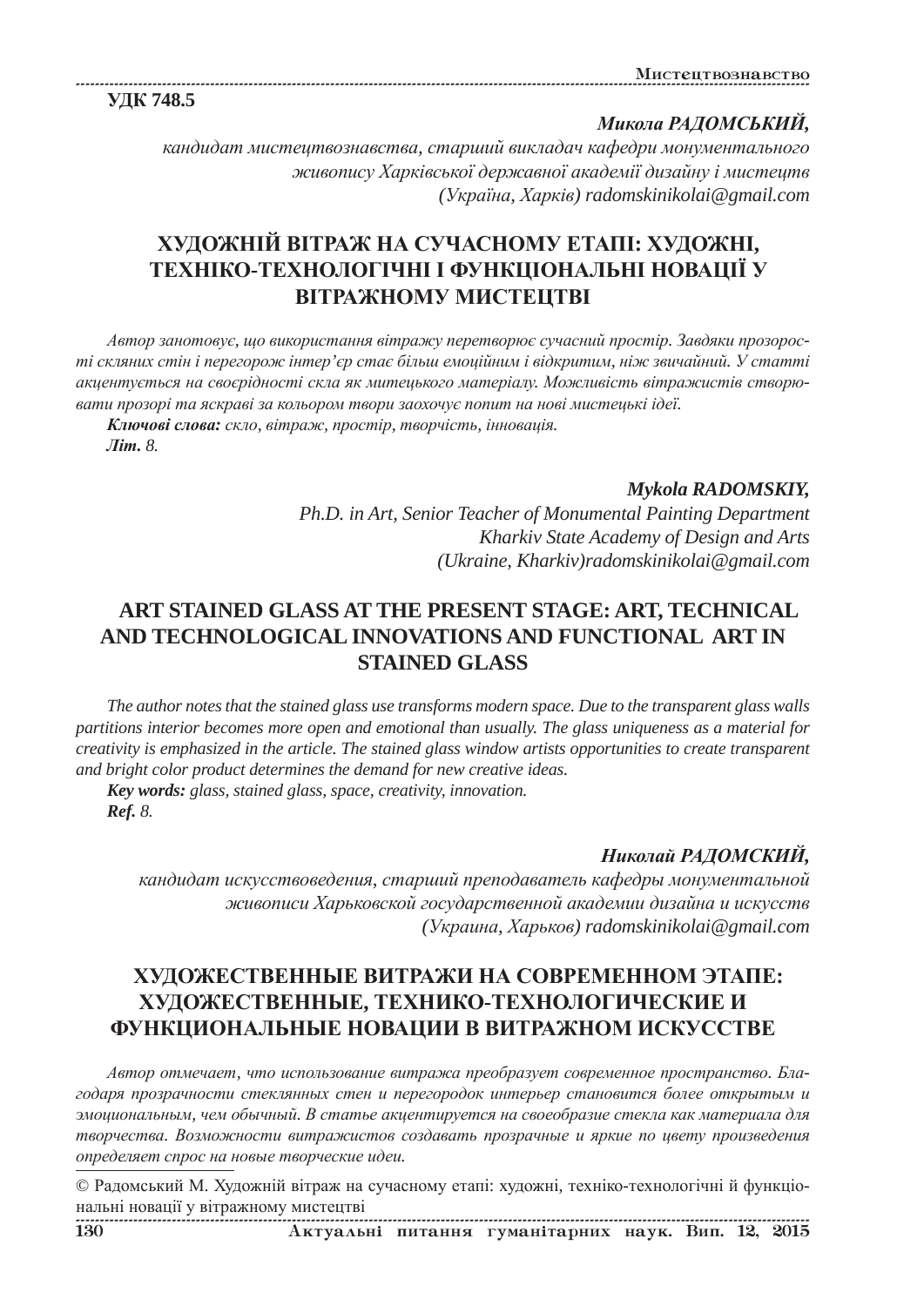УДК 748.5

***Микола РАДОМСЬКИЙ,***
*кандидат мистецтвознавства, старший викладач кафедри монументального живопису Харківської державної академії дизайну і мистецтв (Україна, Харків) radomskinikolai@gmail.com*

# ХУДОЖНІЙ ВІТРАЖ НА СУЧАСНОМУ ЕТАПІ: ХУДОЖНІ, ТЕХНІКО-ТЕХНОЛОГІЧНІ І ФУНКЦІОНАЛЬНІ НОВАЦІЇ У ВІТРАЖНОМУ МИСТЕЦТВІ

*Автор занотовує, що використання вітражу перетворює сучасний простір. Завдяки прозорості скляних стін і перегорож інтер'єр стає більш емоційним і відкритим, ніж звичайний. У статті акцентується на своєрідності скла як митецького матеріалу. Можливість вітражистів створювати прозорі та яскраві за кольором твори заохочує попит на нові мистецькі ідеї.*

***Ключові слова:*** *скло, вітраж, простір, творчість, інновація.*
***Літ.*** *8.*

***Mykola RADOMSKIY,***
*Ph.D. in Art, Senior Teacher of Monumental Painting Department Kharkiv State Academy of Design and Arts (Ukraine, Kharkiv)radomskinikolai@gmail.com*

# ART STAINED GLASS AT THE PRESENT STAGE: ART, TECHNICAL AND TECHNOLOGICAL INNOVATIONS AND FUNCTIONAL ART IN STAINED GLASS

*The author notes that the stained glass use transforms modern space. Due to the transparent glass walls partitions interior becomes more open and emotional than usually. The glass uniqueness as a material for creativity is emphasized in the article. The stained glass window artists opportunities to create transparent and bright color product determines the demand for new creative ideas.*

***Key words:*** *glass, stained glass, space, creativity, innovation.*
***Ref.*** *8.*

***Николай РАДОМСКИЙ,***
*кандидат искусствоведения, старший преподаватель кафедры монументальной живописи Харьковской государственной академии дизайна и искусств (Украина, Харьков) radomskinikolai@gmail.com*

# ХУДОЖЕСТВЕННЫЕ ВИТРАЖИ НА СОВРЕМЕННОМ ЭТАПЕ: ХУДОЖЕСТВЕННЫЕ, ТЕХНИКО-ТЕХНОЛОГИЧЕСКИЕ И ФУНКЦИОНАЛЬНЫЕ НОВАЦИИ В ВИТРАЖНОМ ИСКУССТВЕ

*Автор отмечает, что использование витража преобразует современное пространство. Благодаря прозрачности стеклянных стен и перегородок интерьер становится более открытым и эмоциональным, чем обычный. В статье акцентируется на своеобразие стекла как материала для творчества. Возможности витражистов создавать прозрачные и яркие по цвету произведения определяет спрос на новые творческие идеи.*

© Радомський М. Художній вітраж на сучасному етапі: художні, техніко-технологічні й функціональні новації у вітражному мистецтві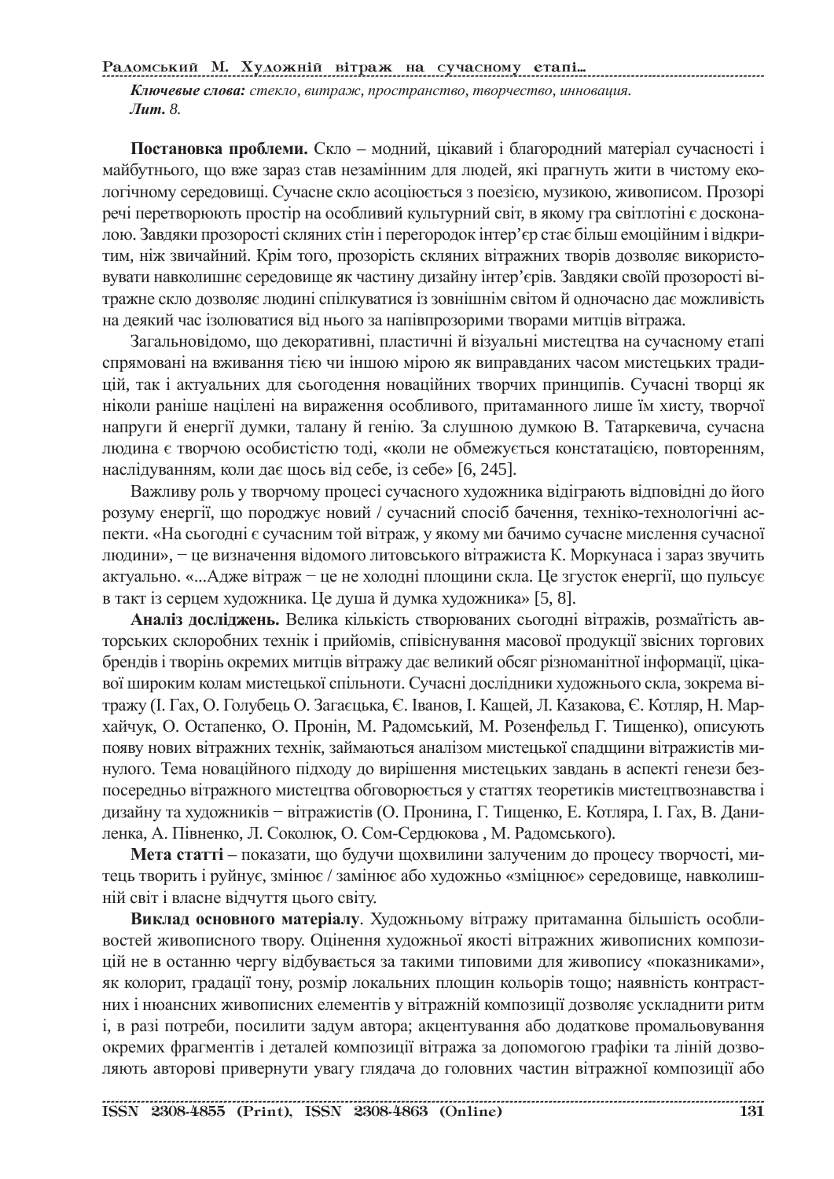***Ключевые слова:*** *стекло, витраж, пространство, творчество, инновация.*
***Лит.*** *8.*

**Постановка проблеми.** Скло – модний, цікавий і благородний матеріал сучасності і майбутнього, що вже зараз став незамінним для людей, які прагнуть жити в чистому екологічному середовищі. Сучасне скло асоціюється з поезією, музикою, живописом. Прозорі речі перетворюють простір на особливий культурний світ, в якому гра світлотіні є досконалою. Завдяки прозорості скляних стін і перегородок інтер'єр стає більш емоційним і відкритим, ніж звичайний. Крім того, прозорість скляних вітражних творів дозволяє використовувати навколишнє середовище як частину дизайну інтер'єрів. Завдяки своїй прозорості вітражне скло дозволяє людині спілкуватися із зовнішнім світом й одночасно дає можливість на деякий час ізолюватися від нього за напівпрозорими творами митців вітража.

Загальновідомо, що декоративні, пластичні й візуальні мистецтва на сучасному етапі спрямовані на вживання тією чи іншою мірою як виправданих часом мистецьких традицій, так і актуальних для сьогодення новаційних творчих принципів. Сучасні творці як ніколи раніше націлені на вираження особливого, притаманного лише їм хисту, творчої напруги й енергії думки, талану й генію. За слушною думкою В. Татаркевича, сучасна людина є творчою особистістю тоді, «коли не обмежується констатацією, повторенням, наслідуванням, коли дає щось від себе, із себе» [6, 245].

Важливу роль у творчому процесі сучасного художника відіграють відповідні до його розуму енергії, що породжує новий / сучасний спосіб бачення, техніко-технологічні аспекти. «На сьогодні є сучасним той вітраж, у якому ми бачимо сучасне мислення сучасної людини», − це визначення відомого литовського вітражиста К. Моркунаса і зараз звучить актуально. «...Адже вітраж − це не холодні площини скла. Це згусток енергії, що пульсує в такт із серцем художника. Це душа й думка художника» [5, 8].

**Аналіз досліджень.** Велика кількість створюваних сьогодні вітражів, розмаїтість авторських склоробних технік і прийомів, співіснування масової продукції звісних торгових брендів і творінь окремих митців вітражу дає великий обсяг різноманітної інформації, цікавої широким колам мистецької спільноти. Сучасні дослідники художнього скла, зокрема вітражу (І. Гах, О. Голубець О. Загаєцька, Є. Іванов, І. Кащей, Л. Казакова, Є. Котляр, Н. Мархайчук, О. Остапенко, О. Пронін, М. Радомський, М. Розенфельд Г. Тищенко), описують появу нових вітражних технік, займаються аналізом мистецької спадщини вітражистів минулого. Тема новаційного підходу до вирішення мистецьких завдань в аспекті генези безпосередньо вітражного мистецтва обговорюється у статтях теоретиків мистецтвознавства і дизайну та художників − вітражистів (О. Пронина, Г. Тищенко, Е. Котляра, І. Гах, В. Даниленка, А. Півненко, Л. Соколюк, О. Сом-Сердюкова , М. Радомського).

**Мета статті** – показати, що будучи щохвилини залученим до процесу творчості, митець творить і руйнує, змінює / замінює або художньо «зміцнює» середовище, навколишній світ і власне відчуття цього світу.

**Виклад основного матеріалу**. Художньому вітражу притаманна більшість особливостей живописного твору. Оцінення художньої якості вітражних живописних композицій не в останню чергу відбувається за такими типовими для живопису «показниками», як колорит, градації тону, розмір локальних площин кольорів тощо; наявність контрастних і нюансних живописних елементів у вітражній композиції дозволяє ускладнити ритм і, в разі потреби, посилити задум автора; акцентування або додаткове промальовування окремих фрагментів і деталей композиції вітража за допомогою графіки та ліній дозволяють авторові привернути увагу глядача до головних частин вітражної композиції або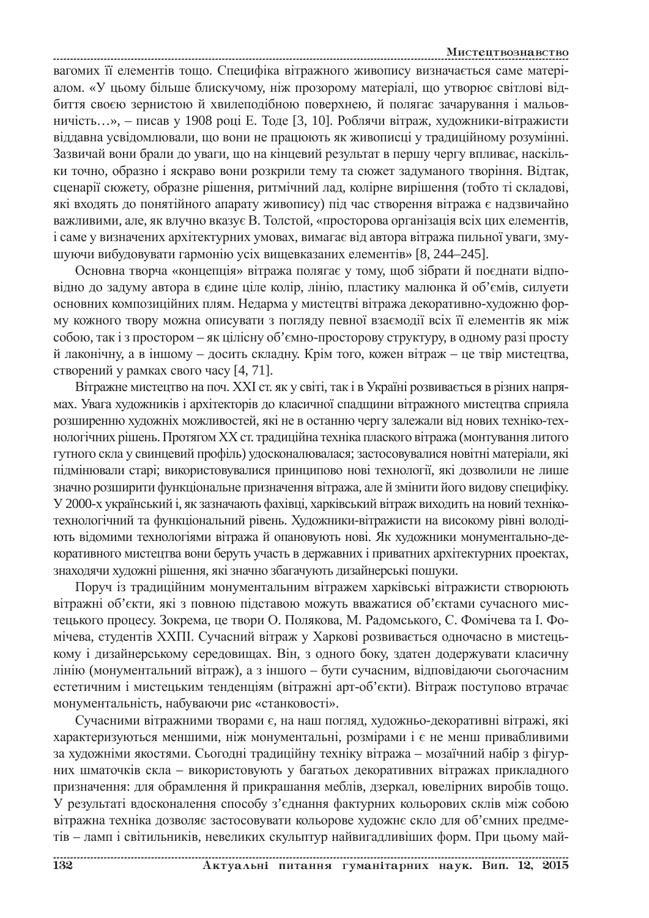вагомих її елементів тощо. Специфіка вітражного живопису визначається саме матеріалом. «У цьому більше блискучому, ніж прозорому матеріалі, що утворює світлові відбиття своєю зернистою й хвилеподібною поверхнею, й полягає зачарування і мальовничість…», – писав у 1908 році Е. Тоде [3, 10]. Роблячи вітраж, художники-вітражисти віддавна усвідомлювали, що вони не працюють як живописці у традиційному розумінні. Зазвичай вони брали до уваги, що на кінцевий результат в першу чергу впливає, наскільки точно, образно і яскраво вони розкрили тему та сюжет задуманого творіння. Відтак, сценарії сюжету, образне рішення, ритмічний лад, колірне вирішення (тобто ті складові, які входять до понятійного апарату живопису) під час створення вітража є надзвичайно важливими, але, як влучно вказує В. Толстой, «просторова організація всіх цих елементів, і саме у визначених архітектурних умовах, вимагає від автора вітража пильної уваги, змушуючи вибудовувати гармонію усіх вищевказаних елементів» [8, 244–245].

Основна творча «концепція» вітража полягає у тому, щоб зібрати й поєднати відповідно до задуму автора в єдине ціле колір, лінію, пластику малюнка й об'ємів, силуети основних композиційних плям. Недарма у мистецтві вітража декоративно-художню форму кожного твору можна описувати з погляду певної взаємодії всіх її елементів як між собою, так і з простором – як цілісну об'ємно-просторову структуру, в одному разі просту й лаконічну, а в іншому – досить складну. Крім того, кожен вітраж – це твір мистецтва, створений у рамках свого часу [4, 71].

Вітражне мистецтво на поч. XXI ст. як у світі, так і в Україні розвивається в різних напрямах. Увага художників і архітекторів до класичної спадщини вітражного мистецтва сприяла розширенню художніх можливостей, які не в останню чергу залежали від нових техніко-технологічних рішень. Протягом XX ст. традиційна техніка плаского вітража (монтування литого гутного скла у свинцевий профіль) удосконалювалася; застосовувалися новітні матеріали, які підмінювали старі; використовувалися принципово нові технології, які дозволили не лише значно розширити функціональне призначення вітража, але й змінити його видову специфіку. У 2000-х український і, як зазначають фахівці, харківський вітраж виходить на новий техніко-технологічний та функціональний рівень. Художники-вітражисти на високому рівні володіють відомими технологіями вітража й опановують нові. Як художники монументально-декоративного мистецтва вони беруть участь в державних і приватних архітектурних проектах, знаходячи художні рішення, які значно збагачують дизайнерські пошуки.

Поруч із традиційним монументальним вітражем харківські вітражисти створюють вітражні об'єкти, які з повною підставою можуть вважатися об'єктами сучасного мистецького процесу. Зокрема, це твори О. Полякова, М. Радомського, С. Фомічева та І. Фомічева, студентів ХХПІ. Сучасний вітраж у Харкові розвивається одночасно в мистецькому і дизайнерському середовищах. Він, з одного боку, здатен додержувати класичну лінію (монументальний вітраж), а з іншого – бути сучасним, відповідаючи сьогочасним естетичним і мистецьким тенденціям (вітражні арт-об'єкти). Вітраж поступово втрачає монументальність, набуваючи рис «станковості».

Сучасними вітражними творами є, на наш погляд, художньо-декоративні вітражі, які характеризуються меншими, ніж монументальні, розмірами і є не менш привабливими за художніми якостями. Сьогодні традиційну техніку вітража – мозаїчний набір з фігурних шматочків скла – використовують у багатьох декоративних вітражах прикладного призначення: для обрамлення й прикрашання меблів, дзеркал, ювелірних виробів тощо. У результаті вдосконалення способу з'єднання фактурних кольорових склів між собою вітражна техніка дозволяє застосовувати кольорове художнє скло для об'ємних предметів – ламп і світильників, невеликих скульптур найвигадливіших форм. При цьому май-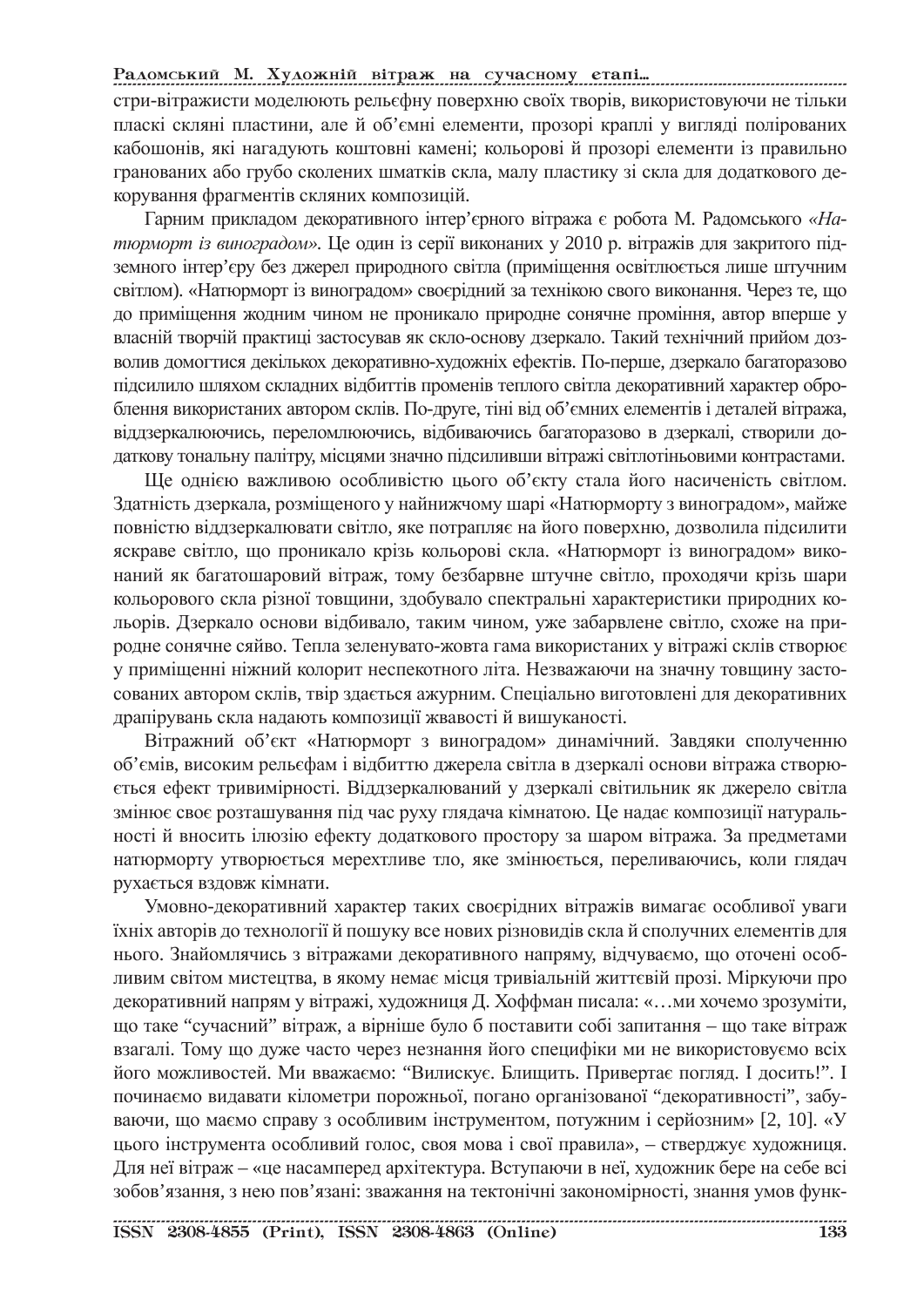стри-вітражисти моделюють рельєфну поверхню своїх творів, використовуючи не тільки пласкі скляні пластини, але й об’ємні елементи, прозорі краплі у вигляді полірованих кабошонів, які нагадують коштовні камені; кольорові й прозорі елементи із правильно гранованих або грубо сколених шматків скла, малу пластику зі скла для додаткового декорування фрагментів скляних композицій.

Гарним прикладом декоративного інтер’єрного вітража є робота М. Радомського «*Натюрморт із виноградом*». Це один із серії виконаних у 2010 р. вітражів для закритого підземного інтер’єру без джерел природного світла (приміщення освітлюється лише штучним світлом). «Натюрморт із виноградом» своєрідний за технікою свого виконання. Через те, що до приміщення жодним чином не проникало природне сонячне проміння, автор вперше у власній творчій практиці застосував як скло-основу дзеркало. Такий технічний прийом дозволив домогтися декількох декоративно-художніх ефектів. По-перше, дзеркало багаторазово підсилило шляхом складних відбиттів променів теплого світла декоративний характер оброблення використаних автором склів. По-друге, тіні від об’ємних елементів і деталей вітража, віддзеркалюючись, переломлюючись, відбиваючись багаторазово в дзеркалі, створили додаткову тональну палітру, місцями значно підсиливши вітражі світлотіньовими контрастами.

Ще однією важливою особливістю цього об’єкту стала його насиченість світлом. Здатність дзеркала, розміщеного у найнижчому шарі «Натюрморту з виноградом», майже повністю віддзеркалювати світло, яке потрапляє на його поверхню, дозволила підсилити яскраве світло, що проникало крізь кольорові скла. «Натюрморт із виноградом» виконаний як багатошаровий вітраж, тому безбарвне штучне світло, проходячи крізь шари кольорового скла різної товщини, здобувало спектральні характеристики природних кольорів. Дзеркало основи відбивало, таким чином, уже забарвлене світло, схоже на природне сонячне сяйво. Тепла зеленувато-жовта гама використаних у вітражі склів створює у приміщенні ніжний колорит неспекотного літа. Незважаючи на значну товщину застосованих автором склів, твір здається ажурним. Спеціально виготовлені для декоративних драпірувань скла надають композиції жвавості й вишуканості.

Вітражний об’єкт «Натюрморт з виноградом» динамічний. Завдяки сполученню об’ємів, високим рельєфам і відбиттю джерела світла в дзеркалі основи вітража створюється ефект тривимірності. Віддзеркалюваний у дзеркалі світильник як джерело світла змінює своє розташування під час руху глядача кімнатою. Це надає композиції натуральності й вносить ілюзію ефекту додаткового простору за шаром вітража. За предметами натюрморту утворюється мерехтливе тло, яке змінюється, переливаючись, коли глядач рухається вздовж кімнати.

Умовно-декоративний характер таких своєрідних вітражів вимагає особливої уваги їхніх авторів до технології й пошуку все нових різновидів скла й сполучних елементів для нього. Знайомлячись з вітражами декоративного напряму, відчуваємо, що оточені особливим світом мистецтва, в якому немає місця тривіальній життєвій прозі. Міркуючи про декоративний напрям у вітражі, художниця Д. Хоффман писала: «…ми хочемо зрозуміти, що таке “сучасний” вітраж, а вірніше було б поставити собі запитання – що таке вітраж взагалі. Тому що дуже часто через незнання його специфіки ми не використовуємо всіх його можливостей. Ми вважаємо: “Вилискує. Блищить. Привертає погляд. І досить!”. І починаємо видавати кілометри порожньої, погано організованої “декоративності”, забуваючи, що маємо справу з особливим інструментом, потужним і серйозним» [2, 10]. «У цього інструмента особливий голос, своя мова і свої правила», – стверджує художниця. Для неї вітраж – «це насамперед архітектура. Вступаючи в неї, художник бере на себе всі зобов’язання, з нею пов’язані: зважання на тектонічні закономірності, знання умов функ-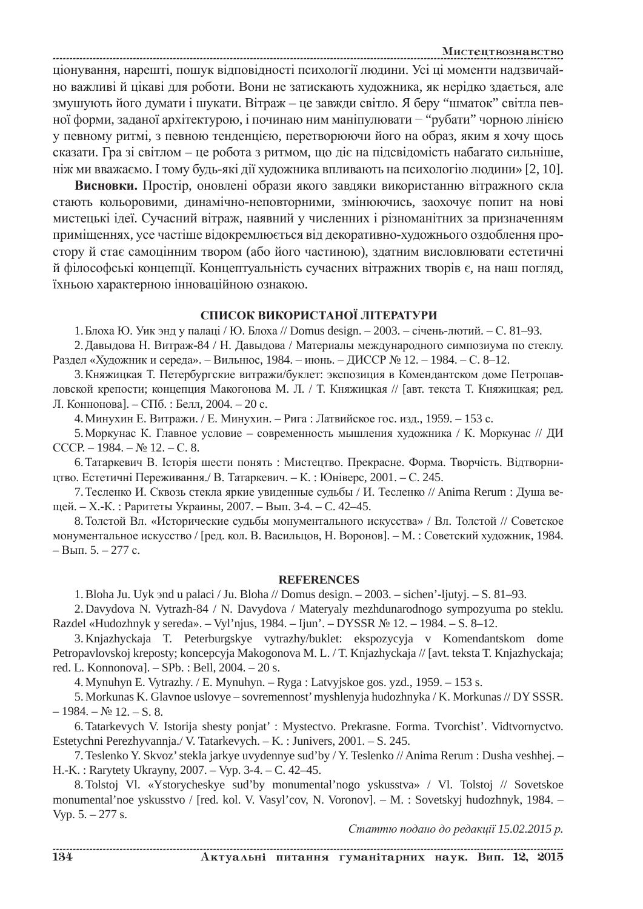ціонування, нарешті, пошук відповідності психології людини. Усі ці моменти надзвичайно важливі й цікаві для роботи. Вони не затискають художника, як нерідко здається, але змушують його думати і шукати. Вітраж – це завжди світло. Я беру "шматок" світла певної форми, заданої архітектурою, і починаю ним маніпулювати − "рубати" чорною лінією у певному ритмі, з певною тенденцією, перетворюючи його на образ, яким я хочу щось сказати. Гра зі світлом – це робота з ритмом, що діє на підсвідомість набагато сильніше, ніж ми вважаємо. І тому будь-які дії художника впливають на психологію людини» [2, 10].

**Висновки.** Простір, оновлені образи якого завдяки використанню вітражного скла стають кольоровими, динамічно-неповторними, змінюючись, заохочує попит на нові мистецькі ідеї. Сучасний вітраж, наявний у численних і різноманітних за призначенням приміщеннях, усе частіше відокремлюється від декоративно-художнього оздоблення простору й стає самоцінним твором (або його частиною), здатним висловлювати естетичні й філософські концепції. Концептуальність сучасних вітражних творів є, на наш погляд, їхньою характерною інноваційною ознакою.

## СПИСОК ВИКОРИСТАНОЇ ЛІТЕРАТУРИ

1. Блоха Ю. Уик энд у палаці / Ю. Блоха // Domus design. – 2003. – січень-лютий. – С. 81–93.
2. Давыдова Н. Витраж-84 / Н. Давыдова / Материалы международного симпозиума по стеклу. Раздел «Художник и среда». – Вильнюс, 1984. – июнь. – ДИССР № 12. – 1984. – С. 8–12.
3. Княжицкая Т. Петербургские витражи/буклет: экспозиция в Комендантском доме Петропавловской крепости; концепция Макогонова М. Л. / Т. Княжицкая // [авт. текста Т. Княжицкая; ред. Л. Коннонова]. – СПб. : Белл, 2004. – 20 с.
4. Минухин Е. Витражи. / Е. Минухин. – Рига : Латвийское гос. изд., 1959. – 153 с.
5. Моркунас К. Главное условие – современность мышления художника / К. Моркунас // ДИ СССР. – 1984. – № 12. – С. 8.
6. Татаркевич В. Історія шести понять : Мистецтво. Прекрасне. Форма. Творчість. Відтворництво. Естетичні Переживання./ В. Татаркевич. – К. : Юніверс, 2001. – С. 245.
7. Тесленко И. Сквозь стекла яркие увиденные судьбы / И. Тесленко // Anima Rerum : Душа вещей. – Х.-К. : Раритеты Украины, 2007. – Вып. 3-4. – С. 42–45.
8. Толстой Вл. «Исторические судьбы монументального искусства» / Вл. Толстой // Советское монументальное искусство / [ред. кол. В. Васильцов, Н. Воронов]. – М. : Советский художник, 1984. – Вып. 5. – 277 с.

## REFERENCES

1. Bloha Ju. Uyk эnd u palaci / Ju. Bloha // Domus design. – 2003. – sichen'-ljutyj. – S. 81–93.
2. Davydova N. Vytrazh-84 / N. Davydova / Materyaly mezhdunarodnogo sympozyuma po steklu. Razdel «Hudozhnyk y sereda». – Vyl'njus, 1984. – Ijun'. – DYSSR № 12. – 1984. – S. 8–12.
3. Knjazhyckaja T. Peterburgskye vytrazhy/buklet: ekspozycyja v Komendantskom dome Petropavlovskoj kreposty; koncepcyja Makogonova M. L. / T. Knjazhyckaja // [avt. teksta T. Knjazhyckaja; red. L. Konnonova]. – SPb. : Bell, 2004. – 20 s.
4. Mynuhyn E. Vytrazhy. / E. Mynuhyn. – Ryga : Latvyjskoe gos. yzd., 1959. – 153 s.
5. Morkunas K. Glavnoe uslovye – sovremennost' myshlenyja hudozhnyka / K. Morkunas // DY SSSR. – 1984. – № 12. – S. 8.
6. Tatarkevych V. Istorija shesty ponjat' : Mystectvo. Prekrasne. Forma. Tvorchist'. Vidtvornyctvo. Estetychni Perezhyvannja./ V. Tatarkevych. – K. : Junivers, 2001. – S. 245.
7. Teslenko Y. Skvoz' stekla jarkye uvydennye sud'by / Y. Teslenko // Anima Rerum : Dusha veshhej. – H.-K. : Rarytety Ukrayny, 2007. – Vyp. 3-4. – C. 42–45.
8. Tolstoj Vl. «Ystorycheskye sud'by monumental'nogo yskusstva» / Vl. Tolstoj // Sovetskoe monumental'noe yskusstvo / [red. kol. V. Vasyl'cov, N. Voronov]. – M. : Sovetskyj hudozhnyk, 1984. – Vyp. 5. – 277 s.

*Статтю подано до редакції 15.02.2015 р.*